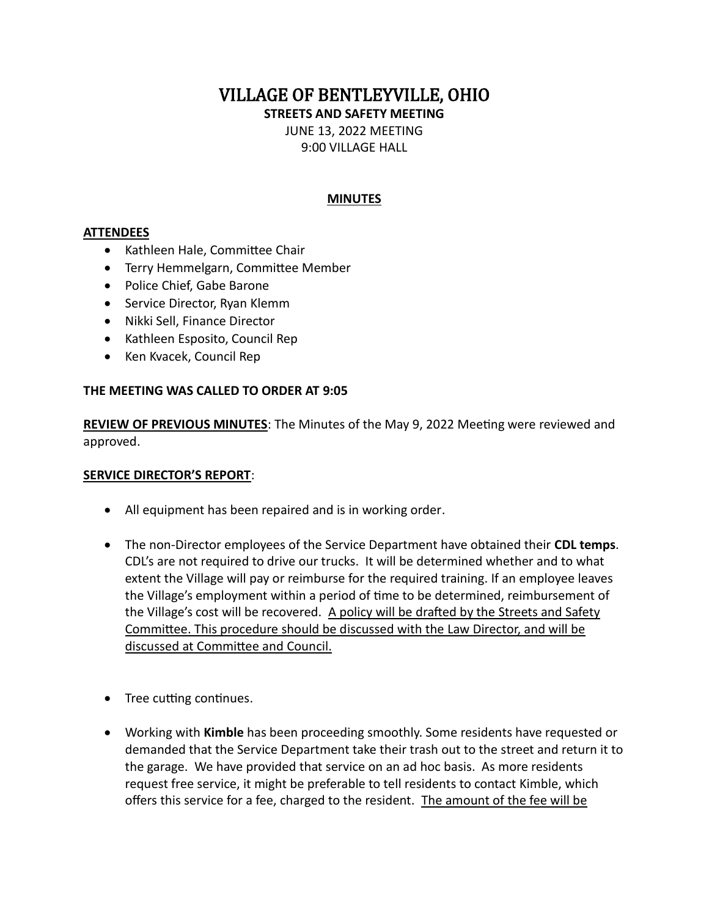# VILLAGE OF BENTLEYVILLE, OHIO

**STREETS AND SAFETY MEETING**

JUNE 13, 2022 MEETING

9:00 VILLAGE HALL

## MINUTES

**ATTENDEES**

- Kathleen Hale, Committee Chair
- Terry Hemmelgarn, Committee Member
- Police Chief, Gabe Barone
- Service Director, Ryan Klemm
- Nikki Sell, Finance Director
- Kathleen Esposito, Council Rep
- Ken Kvacek, Council Rep

**THE MEETING WAS CALLED TO ORDER AT 9:05**

**REVIEW OF PREVIOUS MINUTES**: The Minutes of the May 9, 2022 Meeting were reviewed and approved.

**SERVICE DIRECTOR'S REPORT**:

- All equipment has been repaired and is in working order.

- The non-Director employees of the Service Department have obtained their **CDL temps**. CDL's are not required to drive our trucks. It will be determined whether and to what extent the Village will pay or reimburse for the required training. If an employee leaves the Village's employment within a period of time to be determined, reimbursement of the Village's cost will be recovered. A policy will be drafted by the Streets and Safety Committee. This procedure should be discussed with the Law Director, and will be discussed at Committee and Council.

- Tree cutting continues.

- Working with **Kimble** has been proceeding smoothly. Some residents have requested or demanded that the Service Department take their trash out to the street and return it to the garage. We have provided that service on an ad hoc basis. As more residents request free service, it might be preferable to tell residents to contact Kimble, which offers this service for a fee, charged to the resident. The amount of the fee will be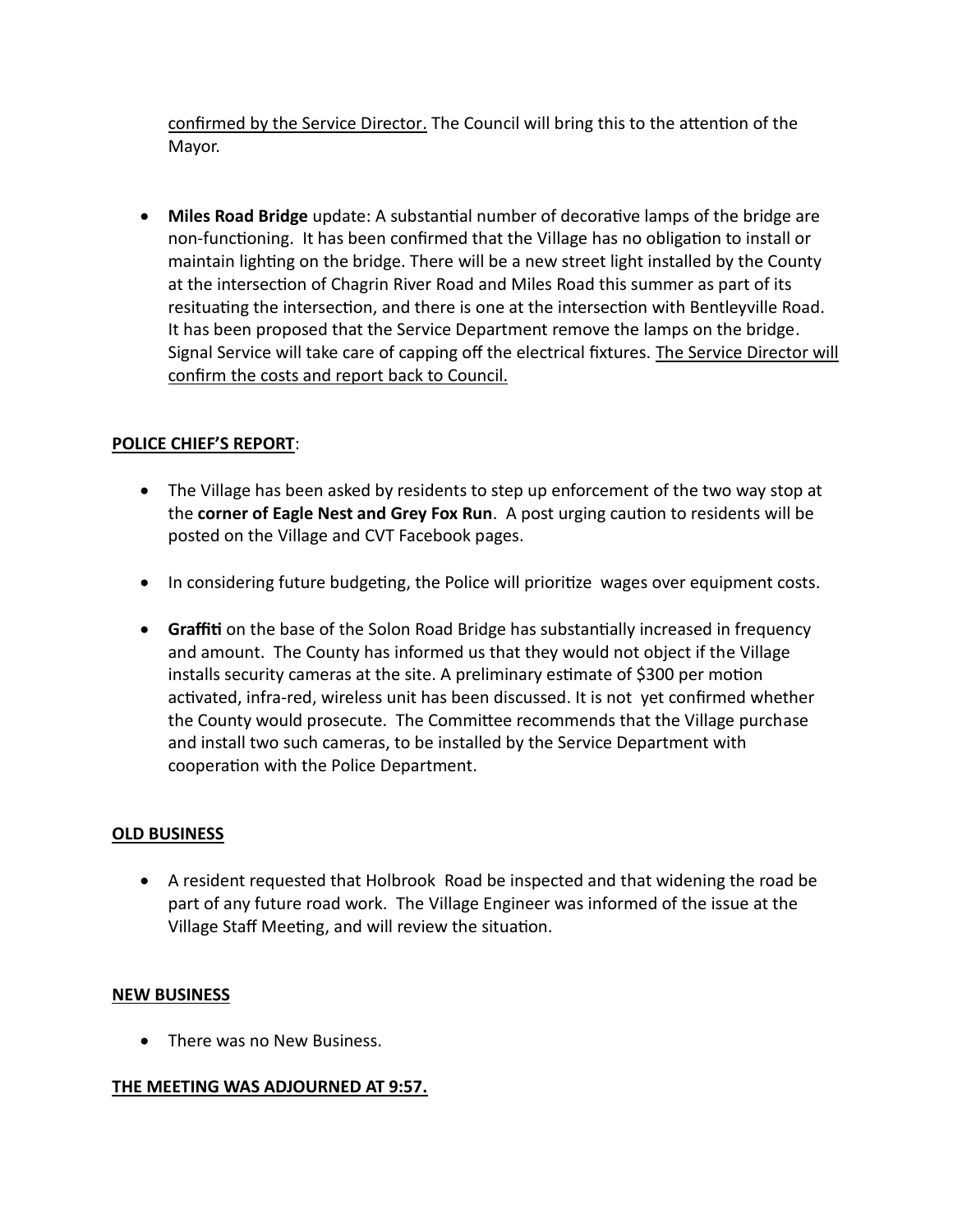confirmed by the Service Director. The Council will bring this to the attention of the Mayor.

- **Miles Road Bridge** update: A substantial number of decorative lamps of the bridge are non-functioning. It has been confirmed that the Village has no obligation to install or maintain lighting on the bridge. There will be a new street light installed by the County at the intersection of Chagrin River Road and Miles Road this summer as part of its resituating the intersection, and there is one at the intersection with Bentleyville Road. It has been proposed that the Service Department remove the lamps on the bridge. Signal Service will take care of capping off the electrical fixtures. The Service Director will confirm the costs and report back to Council.

**POLICE CHIEF'S REPORT**:

- The Village has been asked by residents to step up enforcement of the two way stop at the **corner of Eagle Nest and Grey Fox Run**. A post urging caution to residents will be posted on the Village and CVT Facebook pages.

- In considering future budgeting, the Police will prioritize wages over equipment costs.

- **Graffiti** on the base of the Solon Road Bridge has substantially increased in frequency and amount. The County has informed us that they would not object if the Village installs security cameras at the site. A preliminary estimate of $300 per motion activated, infra-red, wireless unit has been discussed. It is not yet confirmed whether the County would prosecute. The Committee recommends that the Village purchase and install two such cameras, to be installed by the Service Department with cooperation with the Police Department.

**OLD BUSINESS**

- A resident requested that Holbrook Road be inspected and that widening the road be part of any future road work. The Village Engineer was informed of the issue at the Village Staff Meeting, and will review the situation.

**NEW BUSINESS**

- There was no New Business.

**THE MEETING WAS ADJOURNED AT 9:57.**